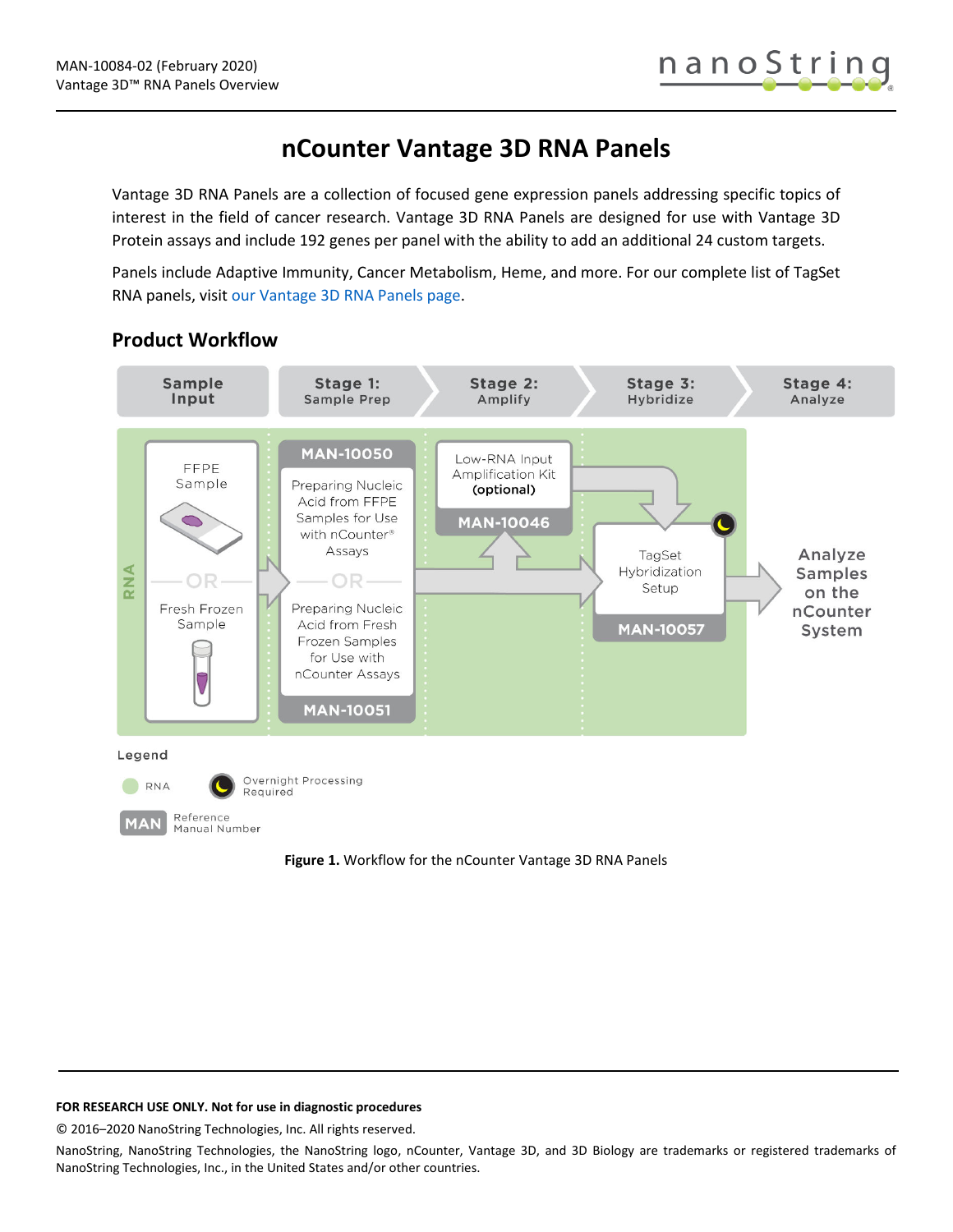# nCounter Vantage 3D RNA Panels

Vantage 3D RNA Panels are a collection of focused gene expression panels addressing specific topics of interest in the field of cancer research. Vantage 3D RNA Panels are designed for use with Vantage 3D Protein assays and include 192 genes per panel with the ability to add an additional 24 custom targets.

Panels include Adaptive Immunity, Cancer Metabolism, Heme, and more. For our complete list of TagSet RNA panels, visit our Vantage 3D RNA Panels page.

## Product Workflow

| Sample Input | Stage 1: Sample Prep | Stage 2: Amplify | Stage 3: Hybridize | Stage 4: Analyze |
|---|---|---|---|---|
| FFPE Sample | MAN-10050: Preparing Nucleic Acid from FFPE Samples for Use with nCounter® Assays | Low-RNA Input Amplification Kit (optional) MAN-10046 | TagSet Hybridization Setup MAN-10057 (Overnight Processing Required) | Analyze Samples on the nCounter System |
| OR | OR | | | |
| Fresh Frozen Sample | MAN-10051: Preparing Nucleic Acid from Fresh Frozen Samples for Use with nCounter Assays | | | |

Legend: RNA; Overnight Processing Required; MAN = Reference Manual Number

**Figure 1.** Workflow for the nCounter Vantage 3D RNA Panels

**FOR RESEARCH USE ONLY. Not for use in diagnostic procedures**

© 2016–2020 NanoString Technologies, Inc. All rights reserved.

NanoString, NanoString Technologies, the NanoString logo, nCounter, Vantage 3D, and 3D Biology are trademarks or registered trademarks of NanoString Technologies, Inc., in the United States and/or other countries.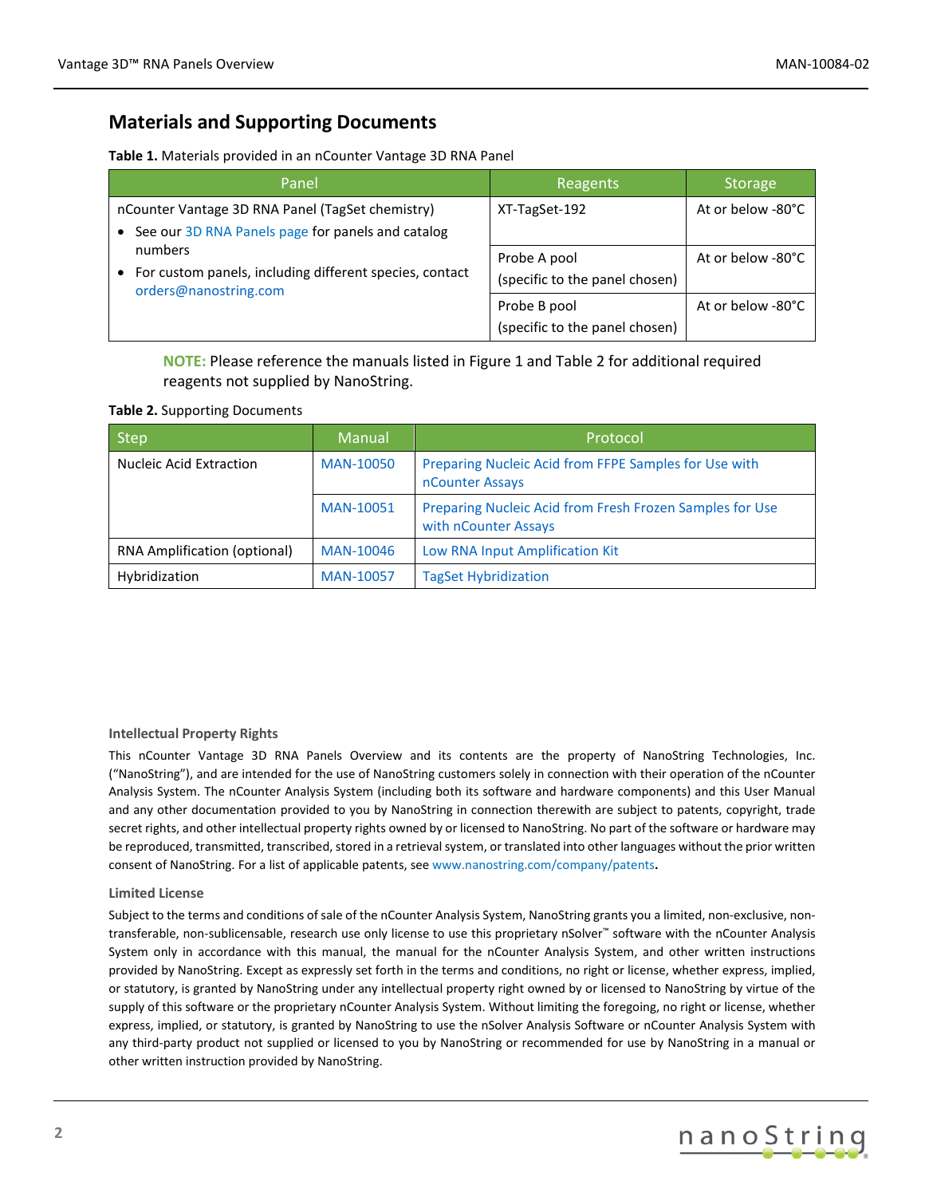## Materials and Supporting Documents

**Table 1.** Materials provided in an nCounter Vantage 3D RNA Panel

| Panel | Reagents | Storage |
|---|---|---|
| nCounter Vantage 3D RNA Panel (TagSet chemistry)<br>• See our 3D RNA Panels page for panels and catalog numbers<br>• For custom panels, including different species, contact orders@nanostring.com | XT-TagSet-192 | At or below -80°C |
| | Probe A pool<br>(specific to the panel chosen) | At or below -80°C |
| | Probe B pool<br>(specific to the panel chosen) | At or below -80°C |

**NOTE:** Please reference the manuals listed in Figure 1 and Table 2 for additional required reagents not supplied by NanoString.

**Table 2.** Supporting Documents

| Step | Manual | Protocol |
|---|---|---|
| Nucleic Acid Extraction | MAN-10050 | Preparing Nucleic Acid from FFPE Samples for Use with nCounter Assays |
| | MAN-10051 | Preparing Nucleic Acid from Fresh Frozen Samples for Use with nCounter Assays |
| RNA Amplification (optional) | MAN-10046 | Low RNA Input Amplification Kit |
| Hybridization | MAN-10057 | TagSet Hybridization |

#### Intellectual Property Rights

This nCounter Vantage 3D RNA Panels Overview and its contents are the property of NanoString Technologies, Inc. ("NanoString"), and are intended for the use of NanoString customers solely in connection with their operation of the nCounter Analysis System. The nCounter Analysis System (including both its software and hardware components) and this User Manual and any other documentation provided to you by NanoString in connection therewith are subject to patents, copyright, trade secret rights, and other intellectual property rights owned by or licensed to NanoString. No part of the software or hardware may be reproduced, transmitted, transcribed, stored in a retrieval system, or translated into other languages without the prior written consent of NanoString. For a list of applicable patents, see www.nanostring.com/company/patents.

#### Limited License

Subject to the terms and conditions of sale of the nCounter Analysis System, NanoString grants you a limited, non-exclusive, non-transferable, non-sublicensable, research use only license to use this proprietary nSolver™ software with the nCounter Analysis System only in accordance with this manual, the manual for the nCounter Analysis System, and other written instructions provided by NanoString. Except as expressly set forth in the terms and conditions, no right or license, whether express, implied, or statutory, is granted by NanoString under any intellectual property right owned by or licensed to NanoString by virtue of the supply of this software or the proprietary nCounter Analysis System. Without limiting the foregoing, no right or license, whether express, implied, or statutory, is granted by NanoString to use the nSolver Analysis Software or nCounter Analysis System with any third-party product not supplied or licensed to you by NanoString or recommended for use by NanoString in a manual or other written instruction provided by NanoString.